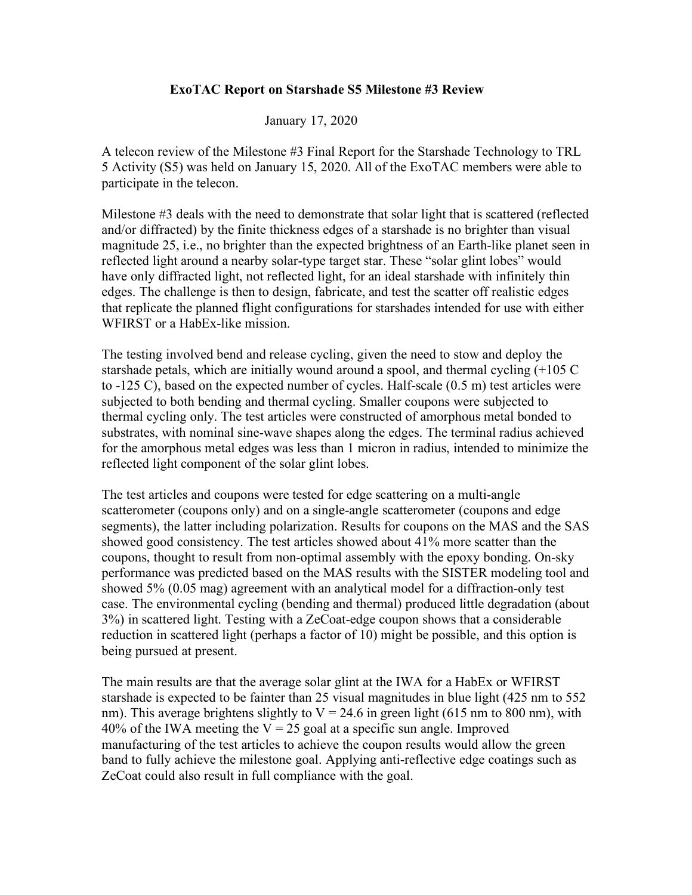**ExoTAC Report on Starshade S5 Milestone #3 Review**

January 17, 2020

A telecon review of the Milestone #3 Final Report for the Starshade Technology to TRL 5 Activity (S5) was held on January 15, 2020. All of the ExoTAC members were able to participate in the telecon.

Milestone #3 deals with the need to demonstrate that solar light that is scattered (reflected and/or diffracted) by the finite thickness edges of a starshade is no brighter than visual magnitude 25, i.e., no brighter than the expected brightness of an Earth-like planet seen in reflected light around a nearby solar-type target star. These "solar glint lobes" would have only diffracted light, not reflected light, for an ideal starshade with infinitely thin edges. The challenge is then to design, fabricate, and test the scatter off realistic edges that replicate the planned flight configurations for starshades intended for use with either WFIRST or a HabEx-like mission.

The testing involved bend and release cycling, given the need to stow and deploy the starshade petals, which are initially wound around a spool, and thermal cycling (+105 C to -125 C), based on the expected number of cycles. Half-scale (0.5 m) test articles were subjected to both bending and thermal cycling. Smaller coupons were subjected to thermal cycling only. The test articles were constructed of amorphous metal bonded to substrates, with nominal sine-wave shapes along the edges. The terminal radius achieved for the amorphous metal edges was less than 1 micron in radius, intended to minimize the reflected light component of the solar glint lobes.

The test articles and coupons were tested for edge scattering on a multi-angle scatterometer (coupons only) and on a single-angle scatterometer (coupons and edge segments), the latter including polarization. Results for coupons on the MAS and the SAS showed good consistency. The test articles showed about 41% more scatter than the coupons, thought to result from non-optimal assembly with the epoxy bonding. On-sky performance was predicted based on the MAS results with the SISTER modeling tool and showed 5% (0.05 mag) agreement with an analytical model for a diffraction-only test case. The environmental cycling (bending and thermal) produced little degradation (about 3%) in scattered light. Testing with a ZeCoat-edge coupon shows that a considerable reduction in scattered light (perhaps a factor of 10) might be possible, and this option is being pursued at present.

The main results are that the average solar glint at the IWA for a HabEx or WFIRST starshade is expected to be fainter than 25 visual magnitudes in blue light (425 nm to 552 nm). This average brightens slightly to V = 24.6 in green light (615 nm to 800 nm), with 40% of the IWA meeting the V = 25 goal at a specific sun angle. Improved manufacturing of the test articles to achieve the coupon results would allow the green band to fully achieve the milestone goal. Applying anti-reflective edge coatings such as ZeCoat could also result in full compliance with the goal.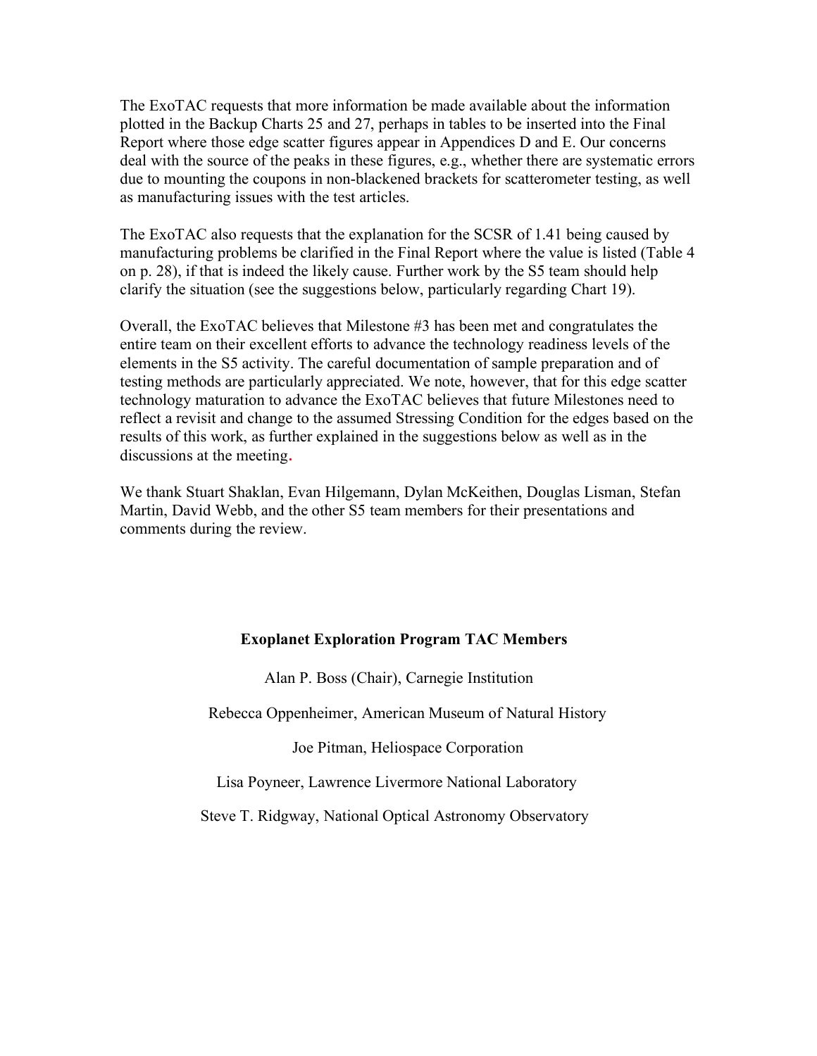The ExoTAC requests that more information be made available about the information plotted in the Backup Charts 25 and 27, perhaps in tables to be inserted into the Final Report where those edge scatter figures appear in Appendices D and E. Our concerns deal with the source of the peaks in these figures, e.g., whether there are systematic errors due to mounting the coupons in non-blackened brackets for scatterometer testing, as well as manufacturing issues with the test articles.

The ExoTAC also requests that the explanation for the SCSR of 1.41 being caused by manufacturing problems be clarified in the Final Report where the value is listed (Table 4 on p. 28), if that is indeed the likely cause. Further work by the S5 team should help clarify the situation (see the suggestions below, particularly regarding Chart 19).

Overall, the ExoTAC believes that Milestone #3 has been met and congratulates the entire team on their excellent efforts to advance the technology readiness levels of the elements in the S5 activity. The careful documentation of sample preparation and of testing methods are particularly appreciated. We note, however, that for this edge scatter technology maturation to advance the ExoTAC believes that future Milestones need to reflect a revisit and change to the assumed Stressing Condition for the edges based on the results of this work, as further explained in the suggestions below as well as in the discussions at the meeting.

We thank Stuart Shaklan, Evan Hilgemann, Dylan McKeithen, Douglas Lisman, Stefan Martin, David Webb, and the other S5 team members for their presentations and comments during the review.

**Exoplanet Exploration Program TAC Members**

Alan P. Boss (Chair), Carnegie Institution

Rebecca Oppenheimer, American Museum of Natural History

Joe Pitman, Heliospace Corporation

Lisa Poyneer, Lawrence Livermore National Laboratory

Steve T. Ridgway, National Optical Astronomy Observatory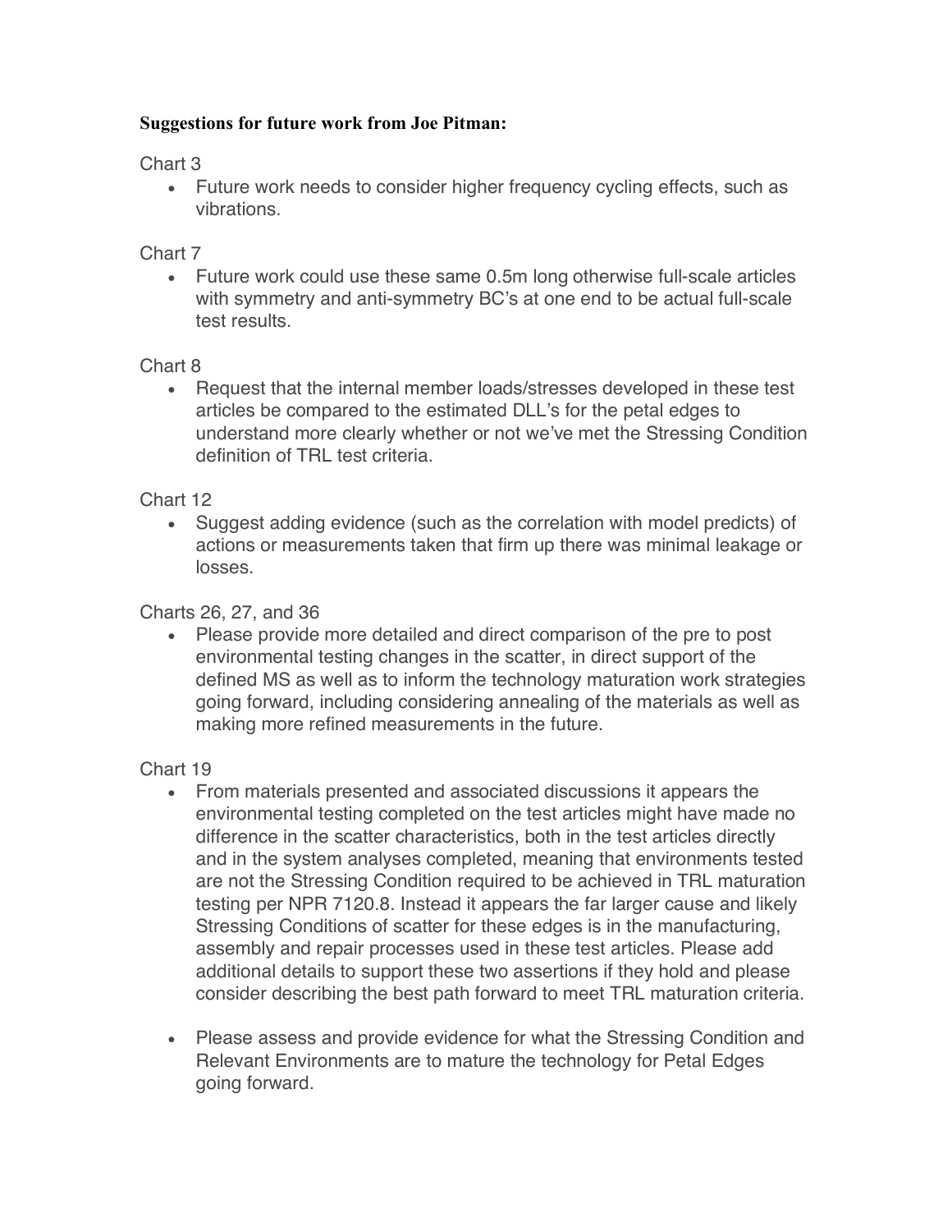**Suggestions for future work from Joe Pitman:**

Chart 3

- Future work needs to consider higher frequency cycling effects, such as vibrations.

Chart 7

- Future work could use these same 0.5m long otherwise full-scale articles with symmetry and anti-symmetry BC's at one end to be actual full-scale test results.

Chart 8

- Request that the internal member loads/stresses developed in these test articles be compared to the estimated DLL's for the petal edges to understand more clearly whether or not we've met the Stressing Condition definition of TRL test criteria.

Chart 12

- Suggest adding evidence (such as the correlation with model predicts) of actions or measurements taken that firm up there was minimal leakage or losses.

Charts 26, 27, and 36

- Please provide more detailed and direct comparison of the pre to post environmental testing changes in the scatter, in direct support of the defined MS as well as to inform the technology maturation work strategies going forward, including considering annealing of the materials as well as making more refined measurements in the future.

Chart 19

- From materials presented and associated discussions it appears the environmental testing completed on the test articles might have made no difference in the scatter characteristics, both in the test articles directly and in the system analyses completed, meaning that environments tested are not the Stressing Condition required to be achieved in TRL maturation testing per NPR 7120.8. Instead it appears the far larger cause and likely Stressing Conditions of scatter for these edges is in the manufacturing, assembly and repair processes used in these test articles. Please add additional details to support these two assertions if they hold and please consider describing the best path forward to meet TRL maturation criteria.

- Please assess and provide evidence for what the Stressing Condition and Relevant Environments are to mature the technology for Petal Edges going forward.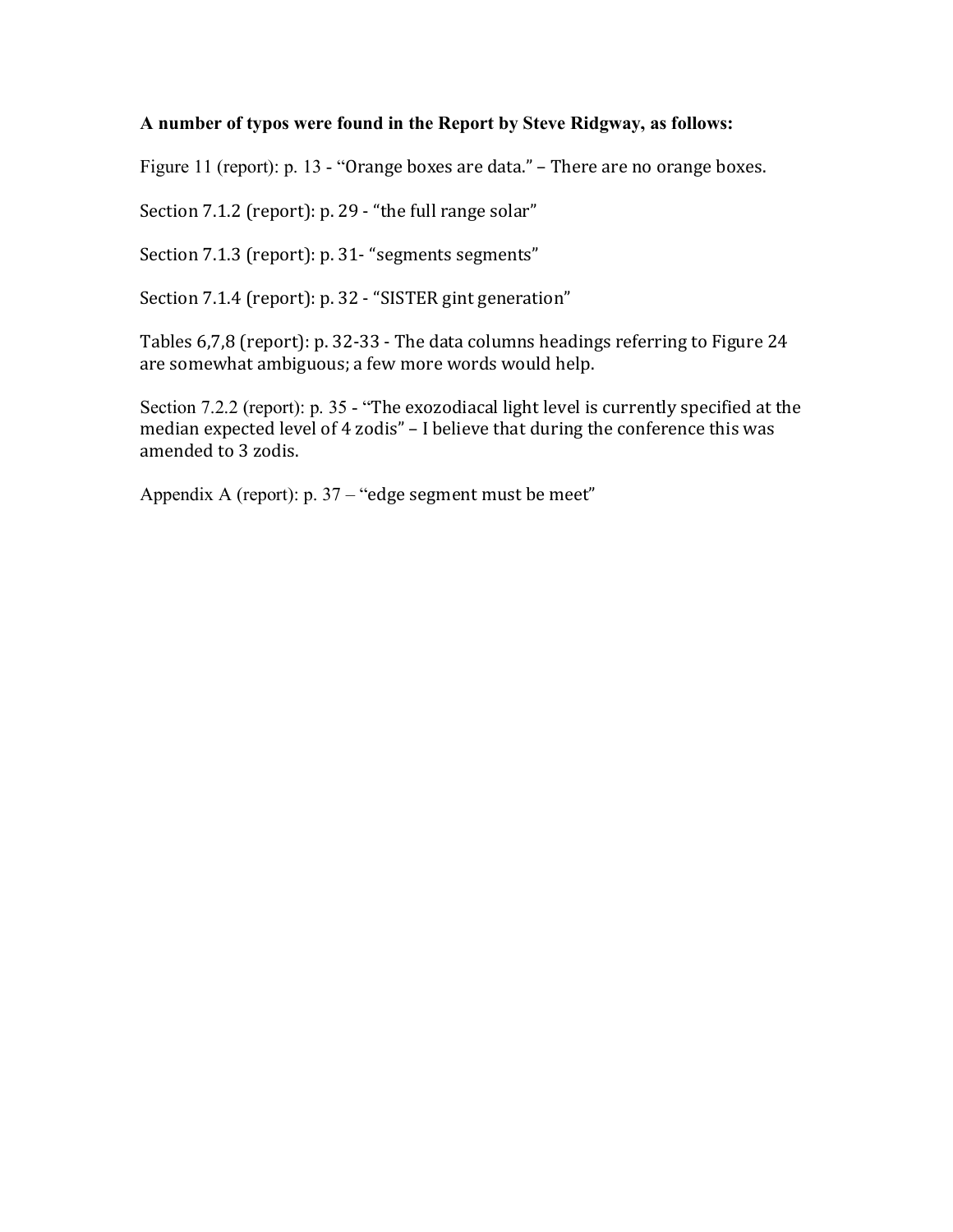**A number of typos were found in the Report by Steve Ridgway, as follows:**

Figure 11 (report): p. 13 - "Orange boxes are data." – There are no orange boxes.

Section 7.1.2 (report): p. 29 - "the full range solar"

Section 7.1.3 (report): p. 31- "segments segments"

Section 7.1.4 (report): p. 32 - "SISTER gint generation"

Tables 6,7,8 (report): p. 32-33 - The data columns headings referring to Figure 24 are somewhat ambiguous; a few more words would help.

Section 7.2.2 (report): p. 35 - "The exozodiacal light level is currently specified at the median expected level of 4 zodis" – I believe that during the conference this was amended to 3 zodis.

Appendix A (report): p. 37 – "edge segment must be meet"